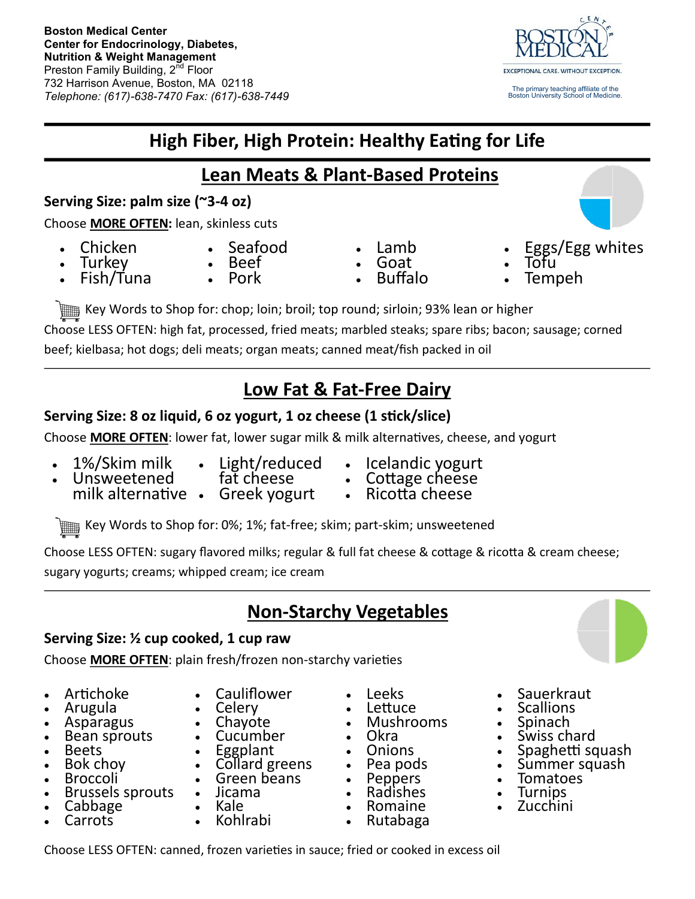**Boston Medical Center**
**Center for Endocrinology, Diabetes, Nutrition & Weight Management**
Preston Family Building, 2nd Floor
732 Harrison Avenue, Boston, MA 02118
*Telephone: (617)-638-7470 Fax: (617)-638-7449*

BOSTON MEDICAL CENTER
EXCEPTIONAL CARE. WITHOUT EXCEPTION.
The primary teaching affiliate of the Boston University School of Medicine.

# High Fiber, High Protein: Healthy Eating for Life

## Lean Meats & Plant-Based Proteins

**Serving Size: palm size (~3-4 oz)**

Choose **MORE OFTEN:** lean, skinless cuts

- Chicken
- Turkey
- Fish/Tuna
- Seafood
- Beef
- Pork
- Lamb
- Goat
- Buffalo
- Eggs/Egg whites
- Tofu
- Tempeh

Key Words to Shop for: chop; loin; broil; top round; sirloin; 93% lean or higher

Choose LESS OFTEN: high fat, processed, fried meats; marbled steaks; spare ribs; bacon; sausage; corned beef; kielbasa; hot dogs; deli meats; organ meats; canned meat/fish packed in oil

## Low Fat & Fat-Free Dairy

**Serving Size: 8 oz liquid, 6 oz yogurt, 1 oz cheese (1 stick/slice)**

Choose **MORE OFTEN**: lower fat, lower sugar milk & milk alternatives, cheese, and yogurt

- 1%/Skim milk
- Unsweetened milk alternative
- Light/reduced fat cheese
- Greek yogurt
- Icelandic yogurt
- Cottage cheese
- Ricotta cheese

Key Words to Shop for: 0%; 1%; fat-free; skim; part-skim; unsweetened

Choose LESS OFTEN: sugary flavored milks; regular & full fat cheese & cottage & ricotta & cream cheese; sugary yogurts; creams; whipped cream; ice cream

## Non-Starchy Vegetables

**Serving Size: ½ cup cooked, 1 cup raw**

Choose **MORE OFTEN**: plain fresh/frozen non-starchy varieties

- Artichoke
- Arugula
- Asparagus
- Bean sprouts
- Beets
- Bok choy
- Broccoli
- Brussels sprouts
- Cabbage
- Carrots
- Cauliflower
- Celery
- Chayote
- Cucumber
- Eggplant
- Collard greens
- Green beans
- Jicama
- Kale
- Kohlrabi
- Leeks
- Lettuce
- Mushrooms
- Okra
- Onions
- Pea pods
- Peppers
- Radishes
- Romaine
- Rutabaga
- Sauerkraut
- Scallions
- Spinach
- Swiss chard
- Spaghetti squash
- Summer squash
- Tomatoes
- Turnips
- Zucchini

Choose LESS OFTEN: canned, frozen varieties in sauce; fried or cooked in excess oil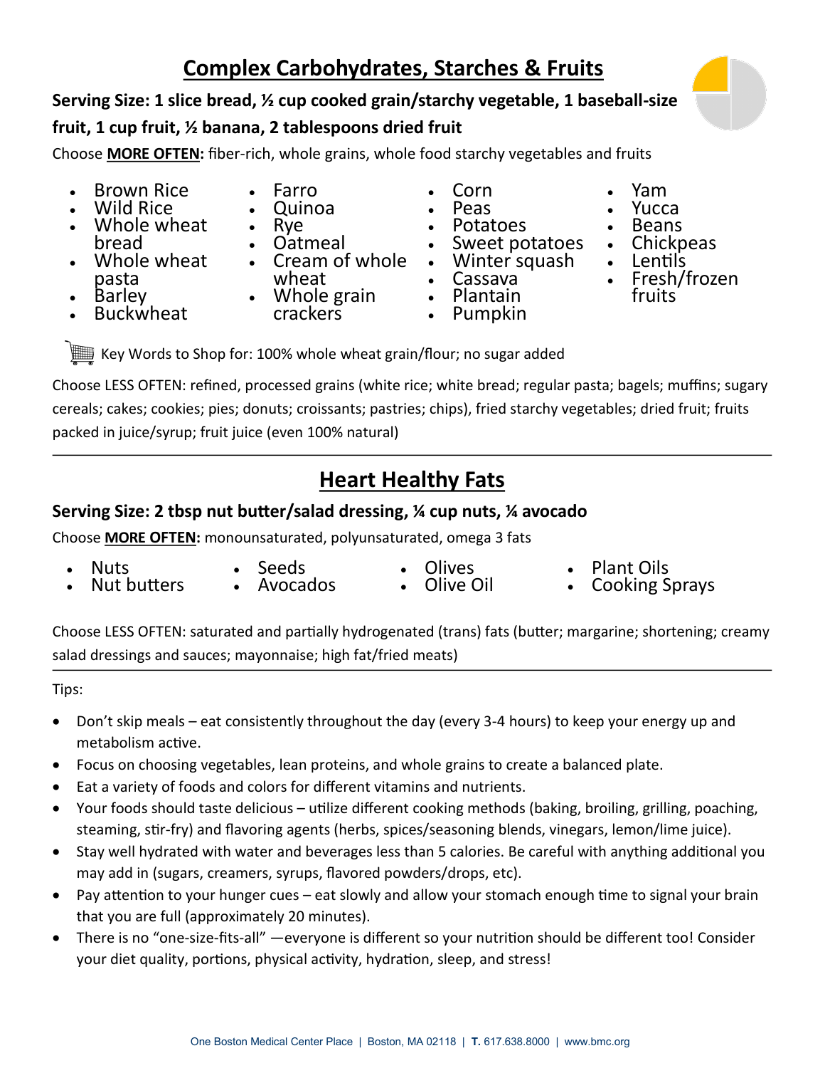## Complex Carbohydrates, Starches & Fruits

**Serving Size: 1 slice bread, ½ cup cooked grain/starchy vegetable, 1 baseball-size fruit, 1 cup fruit, ½ banana, 2 tablespoons dried fruit**

Choose **MORE OFTEN:** fiber-rich, whole grains, whole food starchy vegetables and fruits

- Brown Rice
- Wild Rice
- Whole wheat bread
- Whole wheat pasta
- Barley
- Buckwheat
- Farro
- Quinoa
- Rye
- Oatmeal
- Cream of whole wheat
- Whole grain crackers
- Corn
- Peas
- Potatoes
- Sweet potatoes
- Winter squash
- Cassava
- Plantain
- Pumpkin
- Yam
- Yucca
- Beans
- Chickpeas
- Lentils
- Fresh/frozen fruits

Key Words to Shop for: 100% whole wheat grain/flour; no sugar added

Choose LESS OFTEN: refined, processed grains (white rice; white bread; regular pasta; bagels; muffins; sugary cereals; cakes; cookies; pies; donuts; croissants; pastries; chips), fried starchy vegetables; dried fruit; fruits packed in juice/syrup; fruit juice (even 100% natural)

---

## Heart Healthy Fats

**Serving Size: 2 tbsp nut butter/salad dressing, ¼ cup nuts, ¼ avocado**

Choose **MORE OFTEN:** monounsaturated, polyunsaturated, omega 3 fats

- Nuts
- Nut butters
- Seeds
- Avocados
- Olives
- Olive Oil
- Plant Oils
- Cooking Sprays

Choose LESS OFTEN: saturated and partially hydrogenated (trans) fats (butter; margarine; shortening; creamy salad dressings and sauces; mayonnaise; high fat/fried meats)

---

Tips:

- Don't skip meals – eat consistently throughout the day (every 3-4 hours) to keep your energy up and metabolism active.
- Focus on choosing vegetables, lean proteins, and whole grains to create a balanced plate.
- Eat a variety of foods and colors for different vitamins and nutrients.
- Your foods should taste delicious – utilize different cooking methods (baking, broiling, grilling, poaching, steaming, stir-fry) and flavoring agents (herbs, spices/seasoning blends, vinegars, lemon/lime juice).
- Stay well hydrated with water and beverages less than 5 calories. Be careful with anything additional you may add in (sugars, creamers, syrups, flavored powders/drops, etc).
- Pay attention to your hunger cues – eat slowly and allow your stomach enough time to signal your brain that you are full (approximately 20 minutes).
- There is no "one-size-fits-all" —everyone is different so your nutrition should be different too! Consider your diet quality, portions, physical activity, hydration, sleep, and stress!